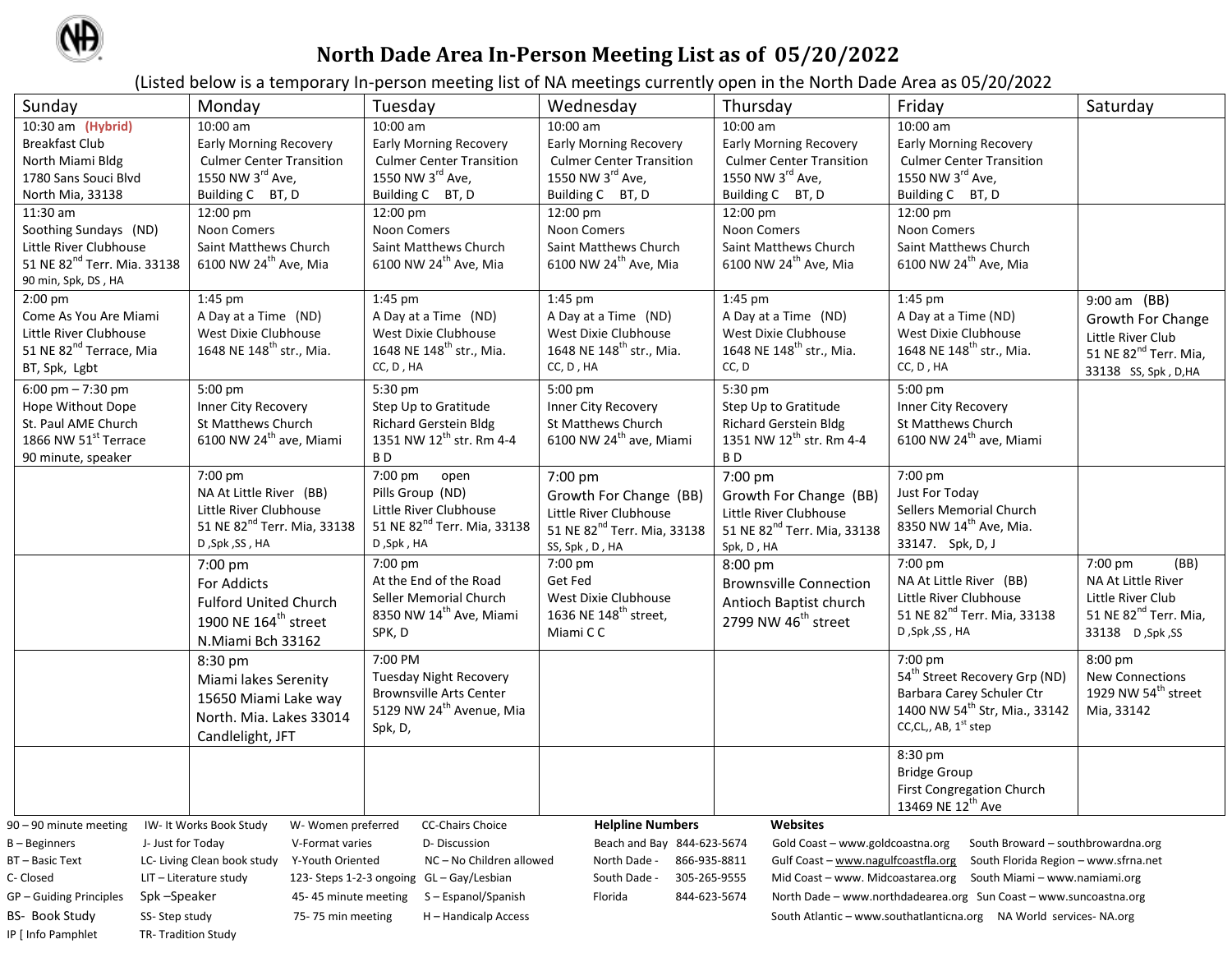# North Dade Area In-Person Meeting List as of 05/20/2022

(Listed below is a temporary In-person meeting list of NA meetings currently open in the North Dade Area as 05/20/2022

| Sunday | Monday | Tuesday | Wednesday | Thursday | Friday | Saturday |
|---|---|---|---|---|---|---|
| 10:30 am **(Hybrid)**<br>Breakfast Club<br>North Miami Bldg<br>1780 Sans Souci Blvd<br>North Mia, 33138 | 10:00 am<br>Early Morning Recovery<br>Culmer Center Transition<br>1550 NW 3rd Ave,<br>Building C BT, D | 10:00 am<br>Early Morning Recovery<br>Culmer Center Transition<br>1550 NW 3rd Ave,<br>Building C BT, D | 10:00 am<br>Early Morning Recovery<br>Culmer Center Transition<br>1550 NW 3rd Ave,<br>Building C BT, D | 10:00 am<br>Early Morning Recovery<br>Culmer Center Transition<br>1550 NW 3rd Ave,<br>Building C BT, D | 10:00 am<br>Early Morning Recovery<br>Culmer Center Transition<br>1550 NW 3rd Ave,<br>Building C BT, D | |
| 11:30 am<br>Soothing Sundays (ND)<br>Little River Clubhouse<br>51 NE 82nd Terr. Mia. 33138<br>90 min, Spk, DS , HA | 12:00 pm<br>Noon Comers<br>Saint Matthews Church<br>6100 NW 24th Ave, Mia | 12:00 pm<br>Noon Comers<br>Saint Matthews Church<br>6100 NW 24th Ave, Mia | 12:00 pm<br>Noon Comers<br>Saint Matthews Church<br>6100 NW 24th Ave, Mia | 12:00 pm<br>Noon Comers<br>Saint Matthews Church<br>6100 NW 24th Ave, Mia | 12:00 pm<br>Noon Comers<br>Saint Matthews Church<br>6100 NW 24th Ave, Mia | |
| 2:00 pm<br>Come As You Are Miami<br>Little River Clubhouse<br>51 NE 82nd Terrace, Mia<br>BT, Spk, Lgbt | 1:45 pm<br>A Day at a Time (ND)<br>West Dixie Clubhouse<br>1648 NE 148th str., Mia. | 1:45 pm<br>A Day at a Time (ND)<br>West Dixie Clubhouse<br>1648 NE 148th str., Mia.<br>CC, D , HA | 1:45 pm<br>A Day at a Time (ND)<br>West Dixie Clubhouse<br>1648 NE 148th str., Mia.<br>CC, D , HA | 1:45 pm<br>A Day at a Time (ND)<br>West Dixie Clubhouse<br>1648 NE 148th str., Mia.<br>CC, D | 1:45 pm<br>A Day at a Time (ND)<br>West Dixie Clubhouse<br>1648 NE 148th str., Mia.<br>CC, D , HA | 9:00 am (BB)<br>Growth For Change<br>Little River Club<br>51 NE 82nd Terr. Mia,<br>33138 SS, Spk , D,HA |
| 6:00 pm – 7:30 pm<br>Hope Without Dope<br>St. Paul AME Church<br>1866 NW 51st Terrace<br>90 minute, speaker | 5:00 pm<br>Inner City Recovery<br>St Matthews Church<br>6100 NW 24th ave, Miami | 5:30 pm<br>Step Up to Gratitude<br>Richard Gerstein Bldg<br>1351 NW 12th str. Rm 4-4<br>B D | 5:00 pm<br>Inner City Recovery<br>St Matthews Church<br>6100 NW 24th ave, Miami | 5:30 pm<br>Step Up to Gratitude<br>Richard Gerstein Bldg<br>1351 NW 12th str. Rm 4-4<br>B D | 5:00 pm<br>Inner City Recovery<br>St Matthews Church<br>6100 NW 24th ave, Miami | |
| | 7:00 pm<br>NA At Little River (BB)<br>Little River Clubhouse<br>51 NE 82nd Terr. Mia, 33138<br>D ,Spk ,SS , HA | 7:00 pm open<br>Pills Group (ND)<br>Little River Clubhouse<br>51 NE 82nd Terr. Mia, 33138<br>D ,Spk , HA | 7:00 pm<br>Growth For Change (BB)<br>Little River Clubhouse<br>51 NE 82nd Terr. Mia, 33138<br>SS, Spk , D , HA | 7:00 pm<br>Growth For Change (BB)<br>Little River Clubhouse<br>51 NE 82nd Terr. Mia, 33138<br>Spk, D , HA | 7:00 pm<br>Just For Today<br>Sellers Memorial Church<br>8350 NW 14th Ave, Mia.<br>33147. Spk, D, J | |
| | 7:00 pm<br>For Addicts<br>Fulford United Church<br>1900 NE 164th street<br>N.Miami Bch 33162 | 7:00 pm<br>At the End of the Road<br>Seller Memorial Church<br>8350 NW 14th Ave, Miami<br>SPK, D | 7:00 pm<br>Get Fed<br>West Dixie Clubhouse<br>1636 NE 148th street,<br>Miami C C | 8:00 pm<br>Brownsville Connection<br>Antioch Baptist church<br>2799 NW 46th street | 7:00 pm<br>NA At Little River (BB)<br>Little River Clubhouse<br>51 NE 82nd Terr. Mia, 33138<br>D ,Spk ,SS , HA | 7:00 pm (BB)<br>NA At Little River<br>Little River Club<br>51 NE 82nd Terr. Mia,<br>33138 D ,Spk ,SS |
| | 8:30 pm<br>Miami lakes Serenity<br>15650 Miami Lake way<br>North. Mia. Lakes 33014<br>Candlelight, JFT | 7:00 PM<br>Tuesday Night Recovery<br>Brownsville Arts Center<br>5129 NW 24th Avenue, Mia<br>Spk, D, | | | 7:00 pm<br>54th Street Recovery Grp (ND)<br>Barbara Carey Schuler Ctr<br>1400 NW 54th Str, Mia., 33142<br>CC,CL,, AB, 1st step | 8:00 pm<br>New Connections<br>1929 NW 54th street<br>Mia, 33142 |
| | | | | | 8:30 pm<br>Bridge Group<br>First Congregation Church<br>13469 NE 12th Ave | |

90 – 90 minute meeting
B – Beginners
BT – Basic Text
C- Closed
GP – Guiding Principles
BS- Book Study
IP [ Info Pamphlet

IW- It Works Book Study
J- Just for Today
LC- Living Clean book study
LIT – Literature study
Spk –Speaker
SS- Step study
TR- Tradition Study

W- Women preferred
V-Format varies
Y-Youth Oriented
123- Steps 1-2-3 ongoing
45- 45 minute meeting
75- 75 min meeting

CC-Chairs Choice
D- Discussion
NC – No Children allowed
GL – Gay/Lesbian
S – Espanol/Spanish
H – Handicalp Access

**Helpline Numbers**

| | |
|---|---|
| Beach and Bay | 844-623-5674 |
| North Dade - | 866-935-8811 |
| South Dade - | 305-265-9555 |
| Florida | 844-623-5674 |

**Websites**

Gold Coast – www.goldcoastna.org
Gulf Coast – www.nagulfcoastfla.org
Mid Coast – www. Midcoastarea.org
North Dade – www.northdadearea.org
South Atlantic – www.southatlanticna.org
South Broward – southbrowardna.org
South Florida Region – www.sfrna.net
South Miami – www.namiami.org
Sun Coast – www.suncoastna.org
NA World services- NA.org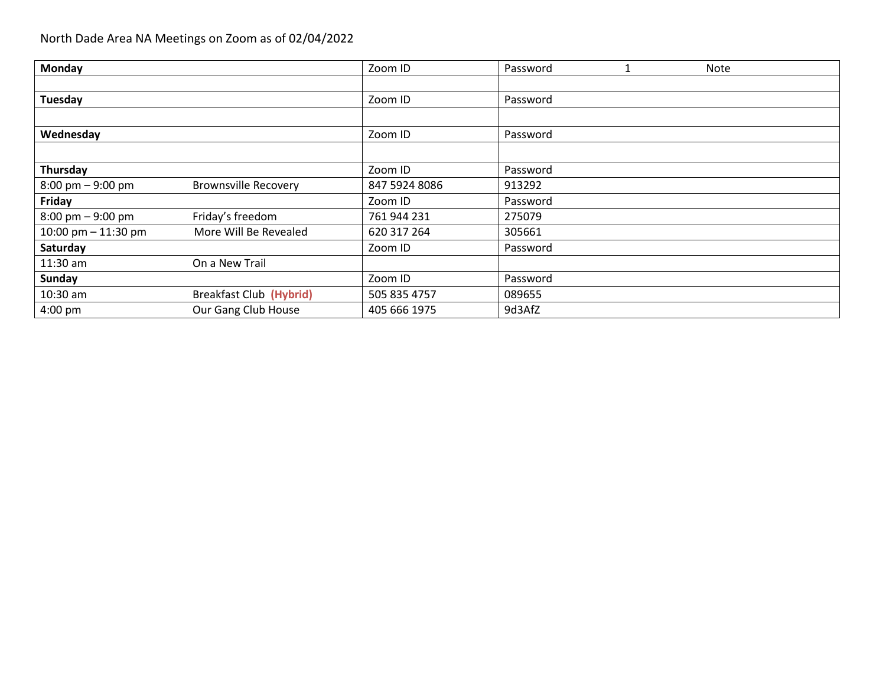North Dade Area NA Meetings on Zoom as of 02/04/2022

| | | | | | |
|---|---|---|---|---|---|
| **Monday** | | Zoom ID | Password | 1 | Note |
| | | | | | |
| **Tuesday** | | Zoom ID | Password | | |
| | | | | | |
| **Wednesday** | | Zoom ID | Password | | |
| | | | | | |
| **Thursday** | | Zoom ID | Password | | |
| 8:00 pm – 9:00 pm | Brownsville Recovery | 847 5924 8086 | 913292 | | |
| **Friday** | | Zoom ID | Password | | |
| 8:00 pm – 9:00 pm | Friday's freedom | 761 944 231 | 275079 | | |
| 10:00 pm – 11:30 pm | More Will Be Revealed | 620 317 264 | 305661 | | |
| **Saturday** | | Zoom ID | Password | | |
| 11:30 am | On a New Trail | | | | |
| **Sunday** | | Zoom ID | Password | | |
| 10:30 am | Breakfast Club **(Hybrid)** | 505 835 4757 | 089655 | | |
| 4:00 pm | Our Gang Club House | 405 666 1975 | 9d3AfZ | | |